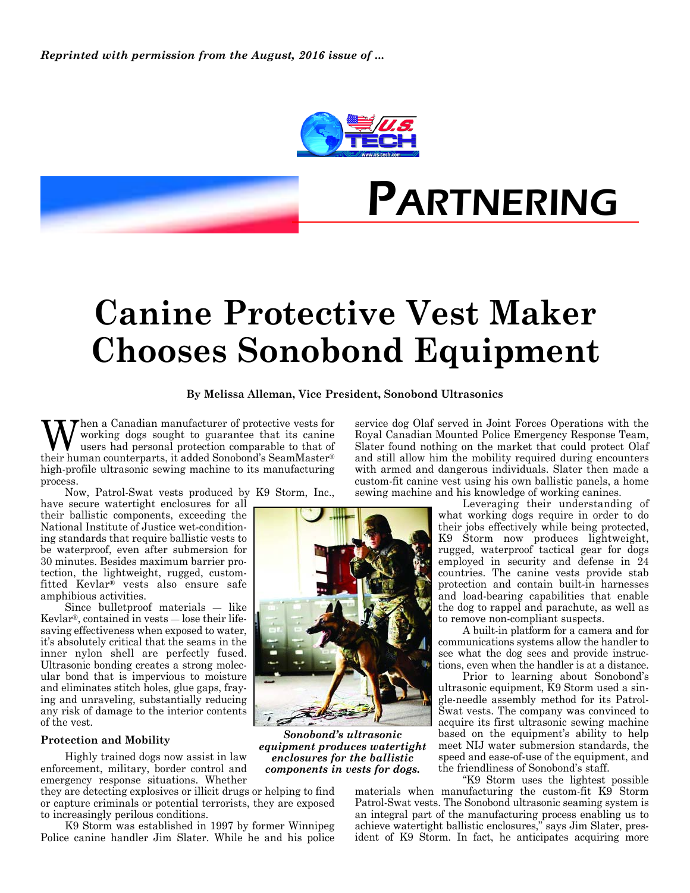*Reprinted with permission from the August, 2016 issue of ...*

# PARTNERING

# Canine Protective Vest Maker Chooses Sonobond Equipment

**By Melissa Alleman, Vice President, Sonobond Ultrasonics**

When a Canadian manufacturer of protective vests for working dogs sought to guarantee that its canine users had personal protection comparable to that of their human counterparts, it added Sonobond's SeamMaster® high-profile ultrasonic sewing machine to its manufacturing process.

Now, Patrol-Swat vests produced by K9 Storm, Inc., have secure watertight enclosures for all their ballistic components, exceeding the National Institute of Justice wet-conditioning standards that require ballistic vests to be waterproof, even after submersion for 30 minutes. Besides maximum barrier protection, the lightweight, rugged, custom-fitted Kevlar® vests also ensure safe amphibious activities.

Since bulletproof materials — like Kevlar®, contained in vests — lose their lifesaving effectiveness when exposed to water, it's absolutely critical that the seams in the inner nylon shell are perfectly fused. Ultrasonic bonding creates a strong molecular bond that is impervious to moisture and eliminates stitch holes, glue gaps, fraying and unraveling, substantially reducing any risk of damage to the interior contents of the vest.

*Sonobond's ultrasonic equipment produces watertight enclosures for the ballistic components in vests for dogs.*

### Protection and Mobility

Highly trained dogs now assist in law enforcement, military, border control and emergency response situations. Whether they are detecting explosives or illicit drugs or helping to find or capture criminals or potential terrorists, they are exposed to increasingly perilous conditions.

K9 Storm was established in 1997 by former Winnipeg Police canine handler Jim Slater. While he and his police service dog Olaf served in Joint Forces Operations with the Royal Canadian Mounted Police Emergency Response Team, Slater found nothing on the market that could protect Olaf and still allow him the mobility required during encounters with armed and dangerous individuals. Slater then made a custom-fit canine vest using his own ballistic panels, a home sewing machine and his knowledge of working canines.

Leveraging their understanding of what working dogs require in order to do their jobs effectively while being protected, K9 Storm now produces lightweight, rugged, waterproof tactical gear for dogs employed in security and defense in 24 countries. The canine vests provide stab protection and contain built-in harnesses and load-bearing capabilities that enable the dog to rappel and parachute, as well as to remove non-compliant suspects.

A built-in platform for a camera and for communications systems allow the handler to see what the dog sees and provide instructions, even when the handler is at a distance.

Prior to learning about Sonobond's ultrasonic equipment, K9 Storm used a single-needle assembly method for its Patrol-Swat vests. The company was convinced to acquire its first ultrasonic sewing machine based on the equipment's ability to help meet NIJ water submersion standards, the speed and ease-of-use of the equipment, and the friendliness of Sonobond's staff.

"K9 Storm uses the lightest possible materials when manufacturing the custom-fit K9 Storm Patrol-Swat vests. The Sonobond ultrasonic seaming system is an integral part of the manufacturing process enabling us to achieve watertight ballistic enclosures," says Jim Slater, president of K9 Storm. In fact, he anticipates acquiring more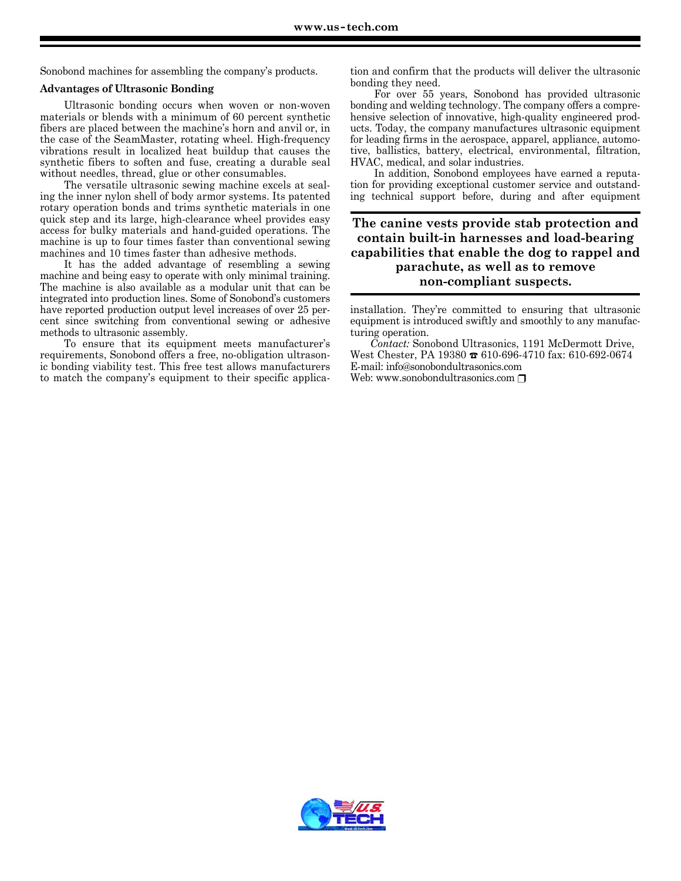Sonobond machines for assembling the company's products.

**Advantages of Ultrasonic Bonding**

Ultrasonic bonding occurs when woven or non-woven materials or blends with a minimum of 60 percent synthetic fibers are placed between the machine's horn and anvil or, in the case of the SeamMaster, rotating wheel. High-frequency vibrations result in localized heat buildup that causes the synthetic fibers to soften and fuse, creating a durable seal without needles, thread, glue or other consumables.

The versatile ultrasonic sewing machine excels at sealing the inner nylon shell of body armor systems. Its patented rotary operation bonds and trims synthetic materials in one quick step and its large, high-clearance wheel provides easy access for bulky materials and hand-guided operations. The machine is up to four times faster than conventional sewing machines and 10 times faster than adhesive methods.

It has the added advantage of resembling a sewing machine and being easy to operate with only minimal training. The machine is also available as a modular unit that can be integrated into production lines. Some of Sonobond's customers have reported production output level increases of over 25 percent since switching from conventional sewing or adhesive methods to ultrasonic assembly.

To ensure that its equipment meets manufacturer's requirements, Sonobond offers a free, no-obligation ultrasonic bonding viability test. This free test allows manufacturers to match the company's equipment to their specific application and confirm that the products will deliver the ultrasonic bonding they need.

For over 55 years, Sonobond has provided ultrasonic bonding and welding technology. The company offers a comprehensive selection of innovative, high-quality engineered products. Today, the company manufactures ultrasonic equipment for leading firms in the aerospace, apparel, appliance, automotive, ballistics, battery, electrical, environmental, filtration, HVAC, medical, and solar industries.

In addition, Sonobond employees have earned a reputation for providing exceptional customer service and outstanding technical support before, during and after equipment installation. They're committed to ensuring that ultrasonic equipment is introduced swiftly and smoothly to any manufacturing operation.

**The canine vests provide stab protection and contain built-in harnesses and load-bearing capabilities that enable the dog to rappel and parachute, as well as to remove non-compliant suspects.**

*Contact:* Sonobond Ultrasonics, 1191 McDermott Drive, West Chester, PA 19380 ☎ 610-696-4710 fax: 610-692-0674
E-mail: info@sonobondultrasonics.com
Web: www.sonobondultrasonics.com ❒